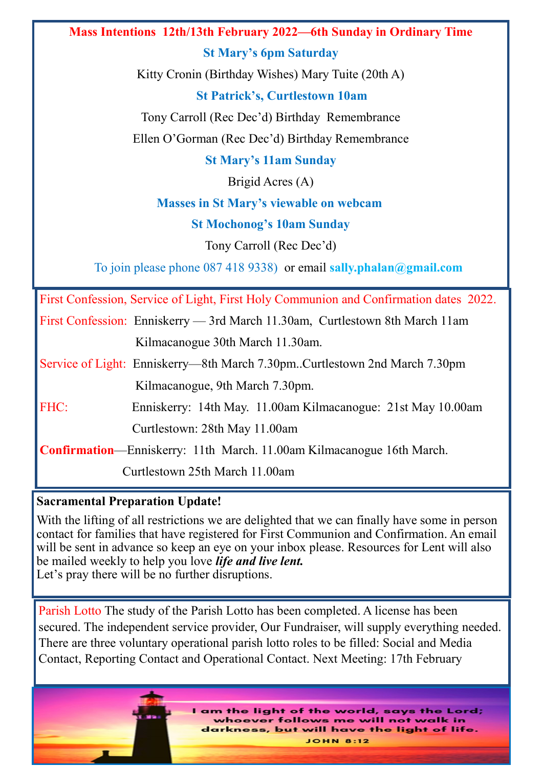## Mass Intentions 12th/13th February 2022—6th Sunday in Ordinary Time

**St Mary's 6pm Saturday**

Kitty Cronin (Birthday Wishes) Mary Tuite (20th A)

**St Patrick's, Curtlestown 10am**

Tony Carroll (Rec Dec'd) Birthday Remembrance

Ellen O'Gorman (Rec Dec'd) Birthday Remembrance

**St Mary's 11am Sunday**

Brigid Acres (A)

**Masses in St Mary's viewable on webcam**

**St Mochonog's 10am Sunday**

Tony Carroll (Rec Dec'd)

To join please phone 087 418 9338) or email **sally.phalan@gmail.com**

---

First Confession, Service of Light, First Holy Communion and Confirmation dates 2022.

First Confession: Enniskerry — 3rd March 11.30am, Curtlestown 8th March 11am
Kilmacanogue 30th March 11.30am.

Service of Light: Enniskerry—8th March 7.30pm..Curtlestown 2nd March 7.30pm
Kilmacanogue, 9th March 7.30pm.

FHC: Enniskerry: 14th May. 11.00am Kilmacanogue: 21st May 10.00am
Curtlestown: 28th May 11.00am

**Confirmation**—Enniskerry: 11th March. 11.00am Kilmacanogue 16th March.
Curtlestown 25th March 11.00am

---

**Sacramental Preparation Update!**

With the lifting of all restrictions we are delighted that we can finally have some in person contact for families that have registered for First Communion and Confirmation. An email will be sent in advance so keep an eye on your inbox please. Resources for Lent will also be mailed weekly to help you love ***life and live lent.***
Let's pray there will be no further disruptions.

---

Parish Lotto The study of the Parish Lotto has been completed. A license has been secured. The independent service provider, Our Fundraiser, will supply everything needed. There are three voluntary operational parish lotto roles to be filled: Social and Media Contact, Reporting Contact and Operational Contact. Next Meeting: 17th February

---

I am the light of the world, says the Lord; whoever follows me will not walk in darkness, but will have the light of life.
JOHN 8:12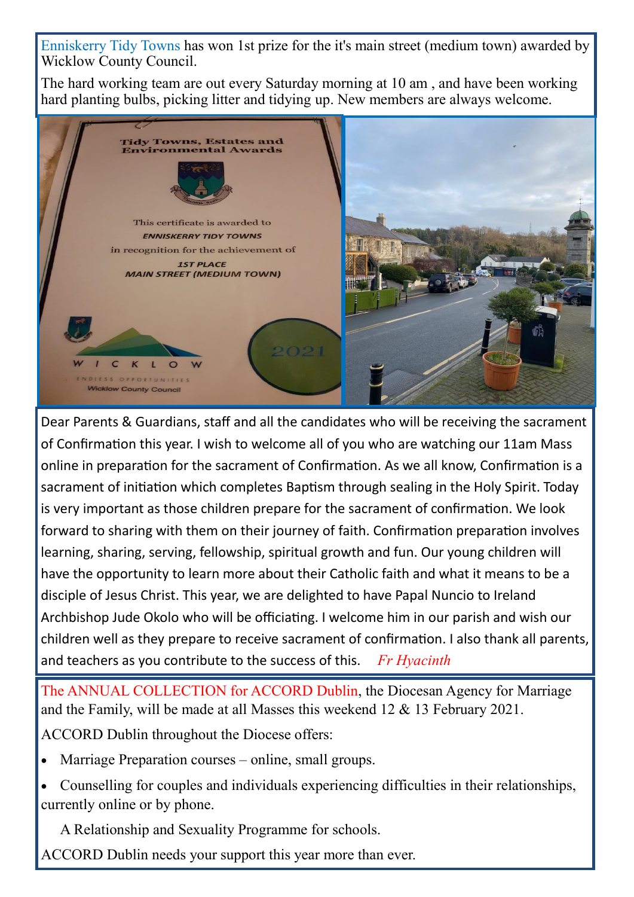Enniskerry Tidy Towns has won 1st prize for the it's main street (medium town) awarded by Wicklow County Council.

The hard working team are out every Saturday morning at 10 am , and have been working hard planting bulbs, picking litter and tidying up. New members are always welcome.

Dear Parents & Guardians, staff and all the candidates who will be receiving the sacrament of Confirmation this year. I wish to welcome all of you who are watching our 11am Mass online in preparation for the sacrament of Confirmation. As we all know, Confirmation is a sacrament of initiation which completes Baptism through sealing in the Holy Spirit. Today is very important as those children prepare for the sacrament of confirmation. We look forward to sharing with them on their journey of faith. Confirmation preparation involves learning, sharing, serving, fellowship, spiritual growth and fun. Our young children will have the opportunity to learn more about their Catholic faith and what it means to be a disciple of Jesus Christ. This year, we are delighted to have Papal Nuncio to Ireland Archbishop Jude Okolo who will be officiating. I welcome him in our parish and wish our children well as they prepare to receive sacrament of confirmation. I also thank all parents, and teachers as you contribute to the success of this. *Fr Hyacinth*

The ANNUAL COLLECTION for ACCORD Dublin, the Diocesan Agency for Marriage and the Family, will be made at all Masses this weekend 12 & 13 February 2021.

ACCORD Dublin throughout the Diocese offers:

- Marriage Preparation courses – online, small groups.
- Counselling for couples and individuals experiencing difficulties in their relationships, currently online or by phone.

A Relationship and Sexuality Programme for schools.

ACCORD Dublin needs your support this year more than ever.